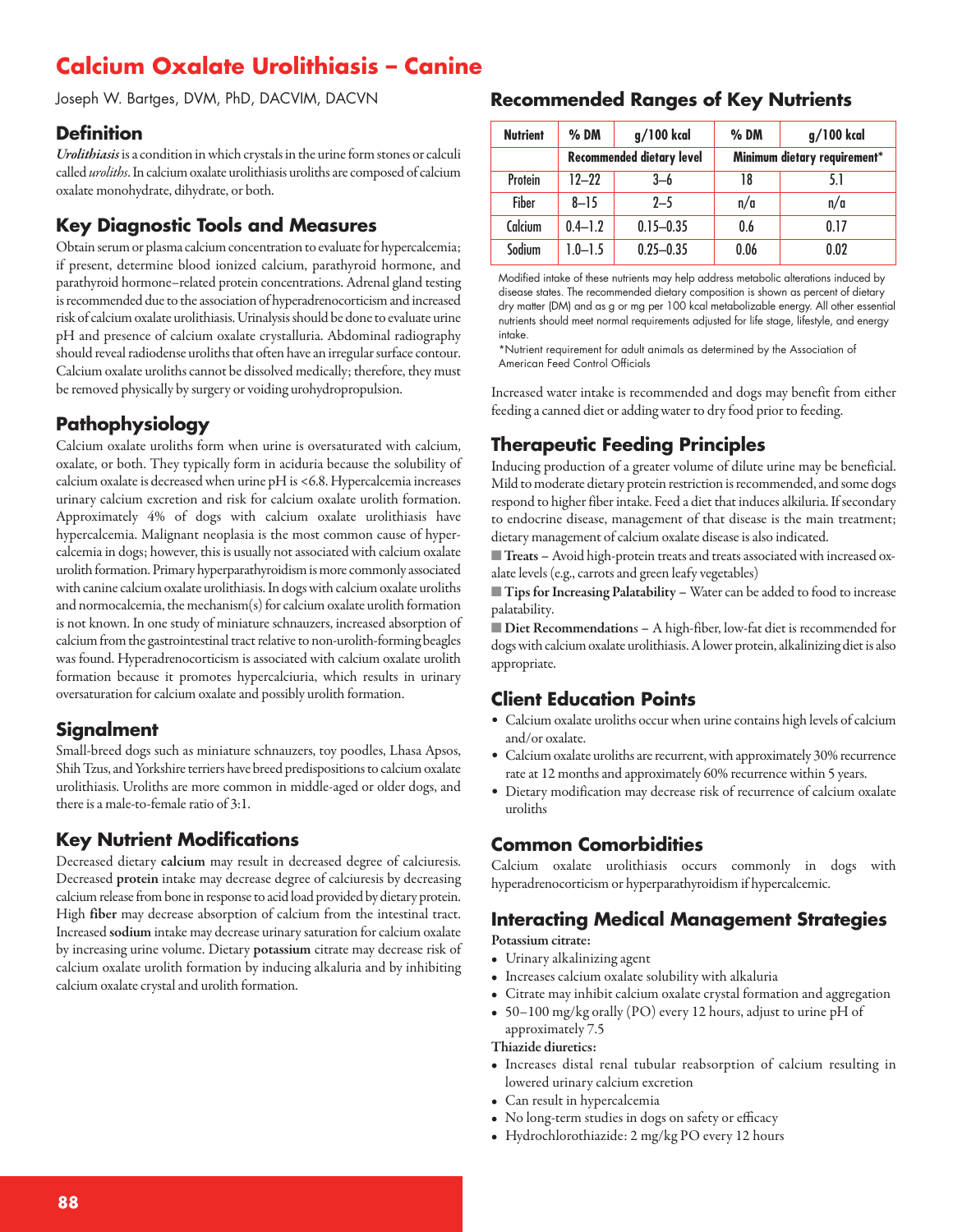# Calcium Oxalate Urolithiasis – Canine

Joseph W. Bartges, DVM, PhD, DACVIM, DACVN

## Definition

***Urolithiasis*** is a condition in which crystals in the urine form stones or calculi called *uroliths*. In calcium oxalate urolithiasis uroliths are composed of calcium oxalate monohydrate, dihydrate, or both.

## Key Diagnostic Tools and Measures

Obtain serum or plasma calcium concentration to evaluate for hypercalcemia; if present, determine blood ionized calcium, parathyroid hormone, and parathyroid hormone–related protein concentrations. Adrenal gland testing is recommended due to the association of hyperadrenocorticism and increased risk of calcium oxalate urolithiasis. Urinalysis should be done to evaluate urine pH and presence of calcium oxalate crystalluria. Abdominal radiography should reveal radiodense uroliths that often have an irregular surface contour. Calcium oxalate uroliths cannot be dissolved medically; therefore, they must be removed physically by surgery or voiding urohydropropulsion.

## Pathophysiology

Calcium oxalate uroliths form when urine is oversaturated with calcium, oxalate, or both. They typically form in aciduria because the solubility of calcium oxalate is decreased when urine pH is <6.8. Hypercalcemia increases urinary calcium excretion and risk for calcium oxalate urolith formation. Approximately 4% of dogs with calcium oxalate urolithiasis have hypercalcemia. Malignant neoplasia is the most common cause of hypercalcemia in dogs; however, this is usually not associated with calcium oxalate urolith formation. Primary hyperparathyroidism is more commonly associated with canine calcium oxalate urolithiasis. In dogs with calcium oxalate uroliths and normocalcemia, the mechanism(s) for calcium oxalate urolith formation is not known. In one study of miniature schnauzers, increased absorption of calcium from the gastrointestinal tract relative to non-urolith-forming beagles was found. Hyperadrenocorticism is associated with calcium oxalate urolith formation because it promotes hypercalciuria, which results in urinary oversaturation for calcium oxalate and possibly urolith formation.

## Signalment

Small-breed dogs such as miniature schnauzers, toy poodles, Lhasa Apsos, Shih Tzus, and Yorkshire terriers have breed predispositions to calcium oxalate urolithiasis. Uroliths are more common in middle-aged or older dogs, and there is a male-to-female ratio of 3:1.

## Key Nutrient Modifications

Decreased dietary **calcium** may result in decreased degree of calciuresis. Decreased **protein** intake may decrease degree of calciuresis by decreasing calcium release from bone in response to acid load provided by dietary protein. High **fiber** may decrease absorption of calcium from the intestinal tract. Increased **sodium** intake may decrease urinary saturation for calcium oxalate by increasing urine volume. Dietary **potassium** citrate may decrease risk of calcium oxalate urolith formation by inducing alkaluria and by inhibiting calcium oxalate crystal and urolith formation.

## Recommended Ranges of Key Nutrients

| Nutrient | % DM | g/100 kcal | % DM | g/100 kcal |
|---|---|---|---|---|
| | Recommended dietary level | | Minimum dietary requirement* | |
| Protein | 12–22 | 3–6 | 18 | 5.1 |
| Fiber | 8–15 | 2–5 | n/a | n/a |
| Calcium | 0.4–1.2 | 0.15–0.35 | 0.6 | 0.17 |
| Sodium | 1.0–1.5 | 0.25–0.35 | 0.06 | 0.02 |

Modified intake of these nutrients may help address metabolic alterations induced by disease states. The recommended dietary composition is shown as percent of dietary dry matter (DM) and as g or mg per 100 kcal metabolizable energy. All other essential nutrients should meet normal requirements adjusted for life stage, lifestyle, and energy intake.

*Nutrient requirement for adult animals as determined by the Association of American Feed Control Officials

Increased water intake is recommended and dogs may benefit from either feeding a canned diet or adding water to dry food prior to feeding.

## Therapeutic Feeding Principles

Inducing production of a greater volume of dilute urine may be beneficial. Mild to moderate dietary protein restriction is recommended, and some dogs respond to higher fiber intake. Feed a diet that induces alkiluria. If secondary to endocrine disease, management of that disease is the main treatment; dietary management of calcium oxalate disease is also indicated.

■ **Treats** – Avoid high-protein treats and treats associated with increased oxalate levels (e.g., carrots and green leafy vegetables)

■ **Tips for Increasing Palatability** – Water can be added to food to increase palatability.

■ **Diet Recommendations** – A high-fiber, low-fat diet is recommended for dogs with calcium oxalate urolithiasis. A lower protein, alkalinizing diet is also appropriate.

## Client Education Points

- Calcium oxalate uroliths occur when urine contains high levels of calcium and/or oxalate.
- Calcium oxalate uroliths are recurrent, with approximately 30% recurrence rate at 12 months and approximately 60% recurrence within 5 years.
- Dietary modification may decrease risk of recurrence of calcium oxalate uroliths

## Common Comorbidities

Calcium oxalate urolithiasis occurs commonly in dogs with hyperadrenocorticism or hyperparathyroidism if hypercalcemic.

## Interacting Medical Management Strategies

**Potassium citrate:**

- Urinary alkalinizing agent
- Increases calcium oxalate solubility with alkaluria
- Citrate may inhibit calcium oxalate crystal formation and aggregation
- 50–100 mg/kg orally (PO) every 12 hours, adjust to urine pH of approximately 7.5

**Thiazide diuretics:**

- Increases distal renal tubular reabsorption of calcium resulting in lowered urinary calcium excretion
- Can result in hypercalcemia
- No long-term studies in dogs on safety or efficacy
- Hydrochlorothiazide: 2 mg/kg PO every 12 hours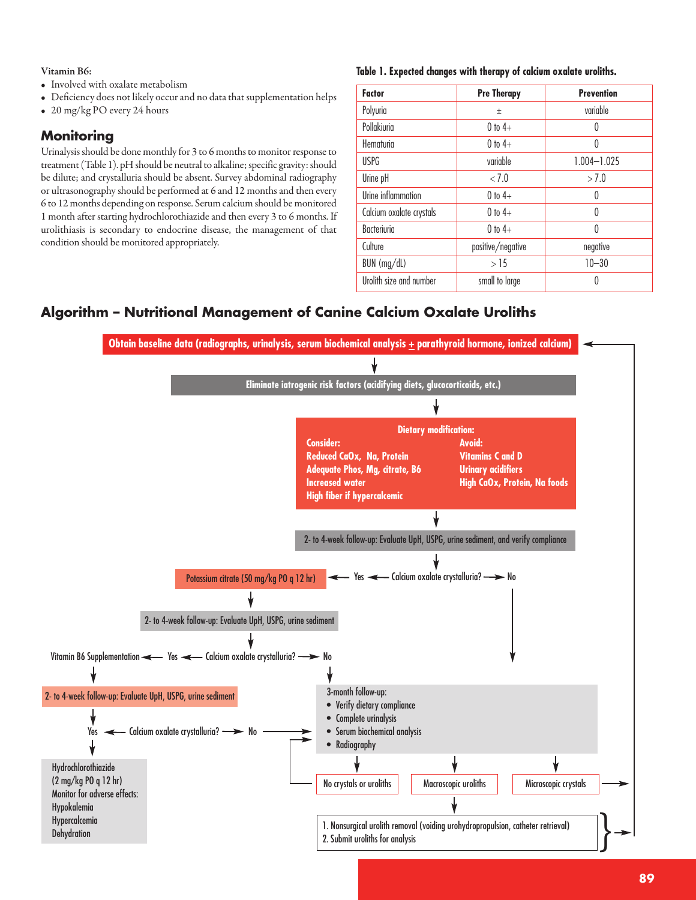**Vitamin B6:**

- Involved with oxalate metabolism
- Deficiency does not likely occur and no data that supplementation helps
- 20 mg/kg PO every 24 hours

## Monitoring

Urinalysis should be done monthly for 3 to 6 months to monitor response to treatment (Table 1). pH should be neutral to alkaline; specific gravity: should be dilute; and crystalluria should be absent. Survey abdominal radiography or ultrasonography should be performed at 6 and 12 months and then every 6 to 12 months depending on response. Serum calcium should be monitored 1 month after starting hydrochlorothiazide and then every 3 to 6 months. If urolithiasis is secondary to endocrine disease, the management of that condition should be monitored appropriately.

**Table 1. Expected changes with therapy of calcium oxalate uroliths.**

| Factor | Pre Therapy | Prevention |
| --- | --- | --- |
| Polyuria | ± | variable |
| Pollakiuria | 0 to 4+ | 0 |
| Hematuria | 0 to 4+ | 0 |
| USPG | variable | 1.004–1.025 |
| Urine pH | < 7.0 | > 7.0 |
| Urine inflammation | 0 to 4+ | 0 |
| Calcium oxalate crystals | 0 to 4+ | 0 |
| Bacteriuria | 0 to 4+ | 0 |
| Culture | positive/negative | negative |
| BUN (mg/dL) | > 15 | 10–30 |
| Urolith size and number | small to large | 0 |

## Algorithm – Nutritional Management of Canine Calcium Oxalate Uroliths

Obtain baseline data (radiographs, urinalysis, serum biochemical analysis ± parathyroid hormone, ionized calcium)

Eliminate iatrogenic risk factors (acidifying diets, glucocorticoids, etc.)

Dietary modification:

Consider:
Reduced CaOx, Na, Protein
Adequate Phos, Mg, citrate, B6
Increased water
High fiber if hypercalcemic

Avoid:
Vitamins C and D
Urinary acidifiers
High CaOx, Protein, Na foods

2- to 4-week follow-up: Evaluate UpH, USPG, urine sediment, and verify compliance

Calcium oxalate crystalluria? Yes → Potassium citrate (50 mg/kg PO q 12 hr); No → 3-month follow-up

2- to 4-week follow-up: Evaluate UpH, USPG, urine sediment

Calcium oxalate crystalluria? Yes → Vitamin B6 Supplementation; No → 3-month follow-up

2- to 4-week follow-up: Evaluate UpH, USPG, urine sediment

Calcium oxalate crystalluria? Yes → Hydrochlorothiazide (2 mg/kg PO q 12 hr). Monitor for adverse effects: Hypokalemia, Hypercalcemia, Dehydration; No → 3-month follow-up

3-month follow-up:
- Verify dietary compliance
- Complete urinalysis
- Serum biochemical analysis
- Radiography

No crystals or uroliths → 3-month follow-up

Macroscopic uroliths →
1. Nonsurgical urolith removal (voiding urohydropropulsion, catheter retrieval)
2. Submit uroliths for analysis

→ Obtain baseline data

Microscopic crystals → Obtain baseline data